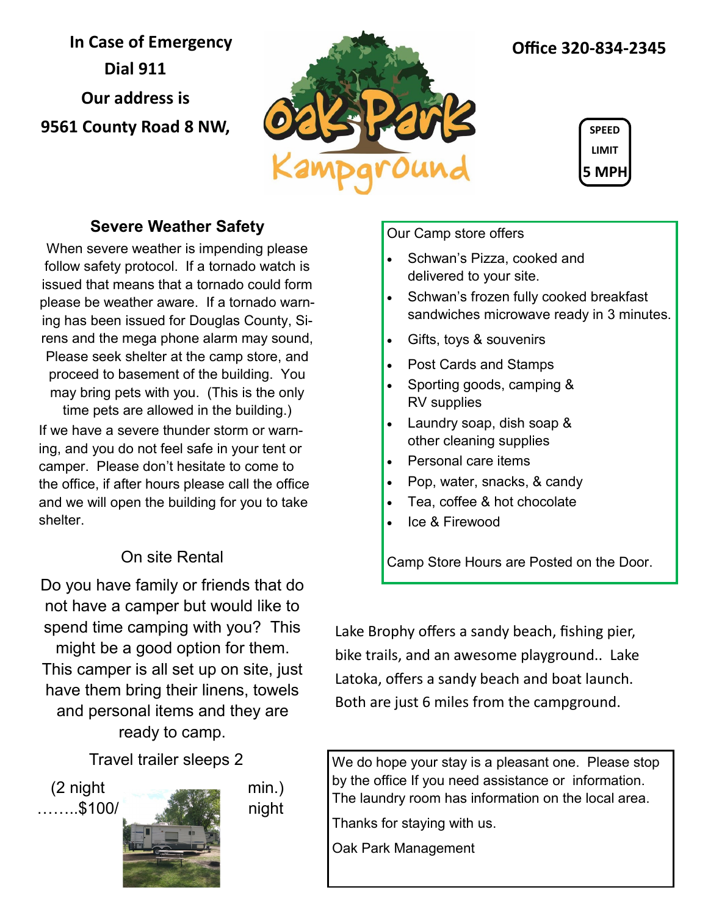**In Case of Emergency**
**Dial 911**
**Our address is**
**9561 County Road 8 NW,**

Oak Park Kampground

**Office 320-834-2345**

SPEED LIMIT **5 MPH**

## Severe Weather Safety

When severe weather is impending please follow safety protocol. If a tornado watch is issued that means that a tornado could form please be weather aware. If a tornado warning has been issued for Douglas County, Sirens and the mega phone alarm may sound, Please seek shelter at the camp store, and proceed to basement of the building. You may bring pets with you. (This is the only time pets are allowed in the building.)

If we have a severe thunder storm or warning, and you do not feel safe in your tent or camper. Please don't hesitate to come to the office, if after hours please call the office and we will open the building for you to take shelter.

### On site Rental

Do you have family or friends that do not have a camper but would like to spend time camping with you? This might be a good option for them. This camper is all set up on site, just have them bring their linens, towels and personal items and they are ready to camp.

Travel trailer sleeps 2

(2 night min.)
……..$100/ night

Our Camp store offers

- Schwan's Pizza, cooked and delivered to your site.
- Schwan's frozen fully cooked breakfast sandwiches microwave ready in 3 minutes.
- Gifts, toys & souvenirs
- Post Cards and Stamps
- Sporting goods, camping & RV supplies
- Laundry soap, dish soap & other cleaning supplies
- Personal care items
- Pop, water, snacks, & candy
- Tea, coffee & hot chocolate
- Ice & Firewood

Camp Store Hours are Posted on the Door.

Lake Brophy offers a sandy beach, fishing pier, bike trails, and an awesome playground.. Lake Latoka, offers a sandy beach and boat launch. Both are just 6 miles from the campground.

We do hope your stay is a pleasant one. Please stop by the office If you need assistance or information. The laundry room has information on the local area.

Thanks for staying with us.

Oak Park Management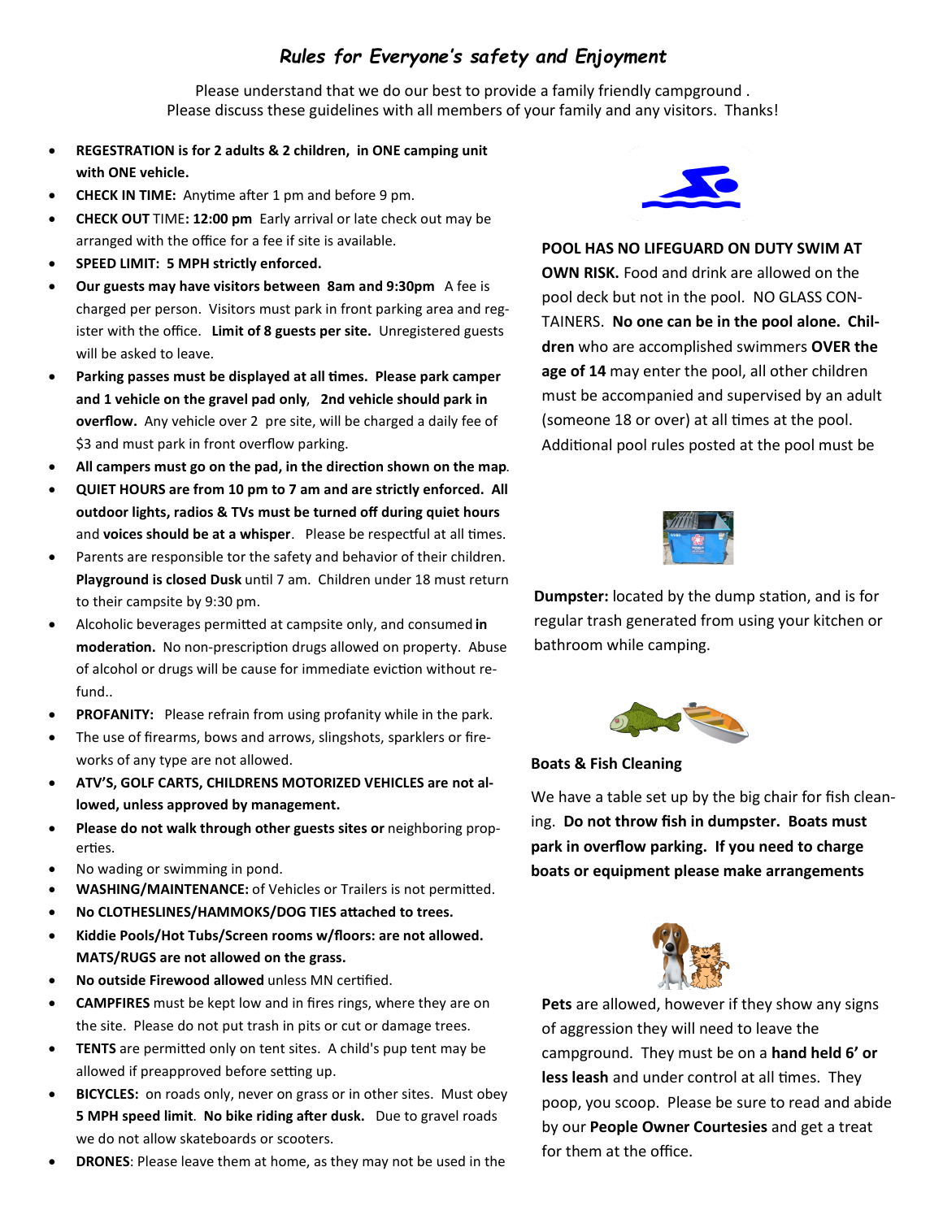# *Rules for Everyone's safety and Enjoyment*

Please understand that we do our best to provide a family friendly campground . Please discuss these guidelines with all members of your family and any visitors. Thanks!

- **REGESTRATION is for 2 adults & 2 children, in ONE camping unit with ONE vehicle.**
- **CHECK IN TIME:** Anytime after 1 pm and before 9 pm.
- **CHECK OUT** TIME**: 12:00 pm** Early arrival or late check out may be arranged with the office for a fee if site is available.
- **SPEED LIMIT: 5 MPH strictly enforced.**
- **Our guests may have visitors between 8am and 9:30pm** A fee is charged per person. Visitors must park in front parking area and register with the office. **Limit of 8 guests per site.** Unregistered guests will be asked to leave.
- **Parking passes must be displayed at all times. Please park camper and 1 vehicle on the gravel pad only**, **2nd vehicle should park in overflow.** Any vehicle over 2 pre site, will be charged a daily fee of $3 and must park in front overflow parking.
- **All campers must go on the pad, in the direction shown on the map**.
- **QUIET HOURS are from 10 pm to 7 am and are strictly enforced. All outdoor lights, radios & TVs must be turned off during quiet hours** and **voices should be at a whisper**. Please be respectful at all times.
- Parents are responsible tor the safety and behavior of their children. **Playground is closed Dusk** until 7 am. Children under 18 must return to their campsite by 9:30 pm.
- Alcoholic beverages permitted at campsite only, and consumed **in moderation.** No non-prescription drugs allowed on property. Abuse of alcohol or drugs will be cause for immediate eviction without refund..
- **PROFANITY:** Please refrain from using profanity while in the park.
- The use of firearms, bows and arrows, slingshots, sparklers or fireworks of any type are not allowed.
- **ATV'S, GOLF CARTS, CHILDRENS MOTORIZED VEHICLES are not allowed, unless approved by management.**
- **Please do not walk through other guests sites or** neighboring properties.
- No wading or swimming in pond.
- **WASHING/MAINTENANCE:** of Vehicles or Trailers is not permitted.
- **No CLOTHESLINES/HAMMOKS/DOG TIES attached to trees.**
- **Kiddie Pools/Hot Tubs/Screen rooms w/floors: are not allowed. MATS/RUGS are not allowed on the grass.**
- **No outside Firewood allowed** unless MN certified.
- **CAMPFIRES** must be kept low and in fires rings, where they are on the site. Please do not put trash in pits or cut or damage trees.
- **TENTS** are permitted only on tent sites. A child's pup tent may be allowed if preapproved before setting up.
- **BICYCLES:** on roads only, never on grass or in other sites. Must obey **5 MPH speed limit**. **No bike riding after dusk.** Due to gravel roads we do not allow skateboards or scooters.
- **DRONES**: Please leave them at home, as they may not be used in the

**POOL HAS NO LIFEGUARD ON DUTY SWIM AT OWN RISK.** Food and drink are allowed on the pool deck but not in the pool. NO GLASS CONTAINERS. **No one can be in the pool alone. Children** who are accomplished swimmers **OVER the age of 14** may enter the pool, all other children must be accompanied and supervised by an adult (someone 18 or over) at all times at the pool. Additional pool rules posted at the pool must be

**Dumpster:** located by the dump station, and is for regular trash generated from using your kitchen or bathroom while camping.

**Boats & Fish Cleaning**

We have a table set up by the big chair for fish cleaning. **Do not throw fish in dumpster. Boats must park in overflow parking. If you need to charge boats or equipment please make arrangements**

**Pets** are allowed, however if they show any signs of aggression they will need to leave the campground. They must be on a **hand held 6' or less leash** and under control at all times. They poop, you scoop. Please be sure to read and abide by our **People Owner Courtesies** and get a treat for them at the office.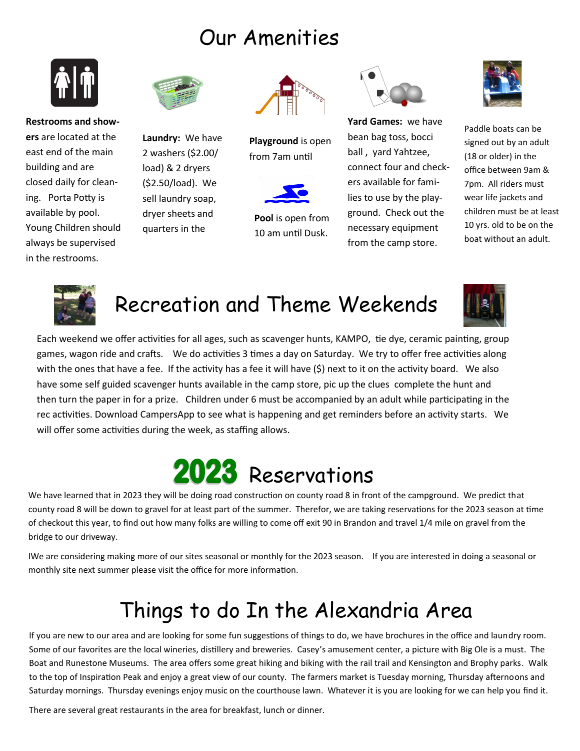# Our Amenities

**Restrooms and showers** are located at the east end of the main building and are closed daily for cleaning. Porta Potty is available by pool. Young Children should always be supervised in the restrooms.

**Laundry:** We have 2 washers ($2.00/ load) & 2 dryers ($2.50/load). We sell laundry soap, dryer sheets and quarters in the

**Playground** is open from 7am until

**Pool** is open from 10 am until Dusk.

**Yard Games:** we have bean bag toss, bocci ball , yard Yahtzee, connect four and checkers available for families to use by the playground. Check out the necessary equipment from the camp store.

Paddle boats can be signed out by an adult (18 or older) in the office between 9am & 7pm. All riders must wear life jackets and children must be at least 10 yrs. old to be on the boat without an adult.

# Recreation and Theme Weekends

Each weekend we offer activities for all ages, such as scavenger hunts, KAMPO, tie dye, ceramic painting, group games, wagon ride and crafts. We do activities 3 times a day on Saturday. We try to offer free activities along with the ones that have a fee. If the activity has a fee it will have ($) next to it on the activity board. We also have some self guided scavenger hunts available in the camp store, pic up the clues complete the hunt and then turn the paper in for a prize. Children under 6 must be accompanied by an adult while participating in the rec activities. Download CampersApp to see what is happening and get reminders before an activity starts. We will offer some activities during the week, as staffing allows.

# 2023 Reservations

We have learned that in 2023 they will be doing road construction on county road 8 in front of the campground. We predict that county road 8 will be down to gravel for at least part of the summer. Therefor, we are taking reservations for the 2023 season at time of checkout this year, to find out how many folks are willing to come off exit 90 in Brandon and travel 1/4 mile on gravel from the bridge to our driveway.

IWe are considering making more of our sites seasonal or monthly for the 2023 season. If you are interested in doing a seasonal or monthly site next summer please visit the office for more information.

# Things to do In the Alexandria Area

If you are new to our area and are looking for some fun suggestions of things to do, we have brochures in the office and laundry room. Some of our favorites are the local wineries, distillery and breweries. Casey's amusement center, a picture with Big Ole is a must. The Boat and Runestone Museums. The area offers some great hiking and biking with the rail trail and Kensington and Brophy parks. Walk to the top of Inspiration Peak and enjoy a great view of our county. The farmers market is Tuesday morning, Thursday afternoons and Saturday mornings. Thursday evenings enjoy music on the courthouse lawn. Whatever it is you are looking for we can help you find it.

There are several great restaurants in the area for breakfast, lunch or dinner.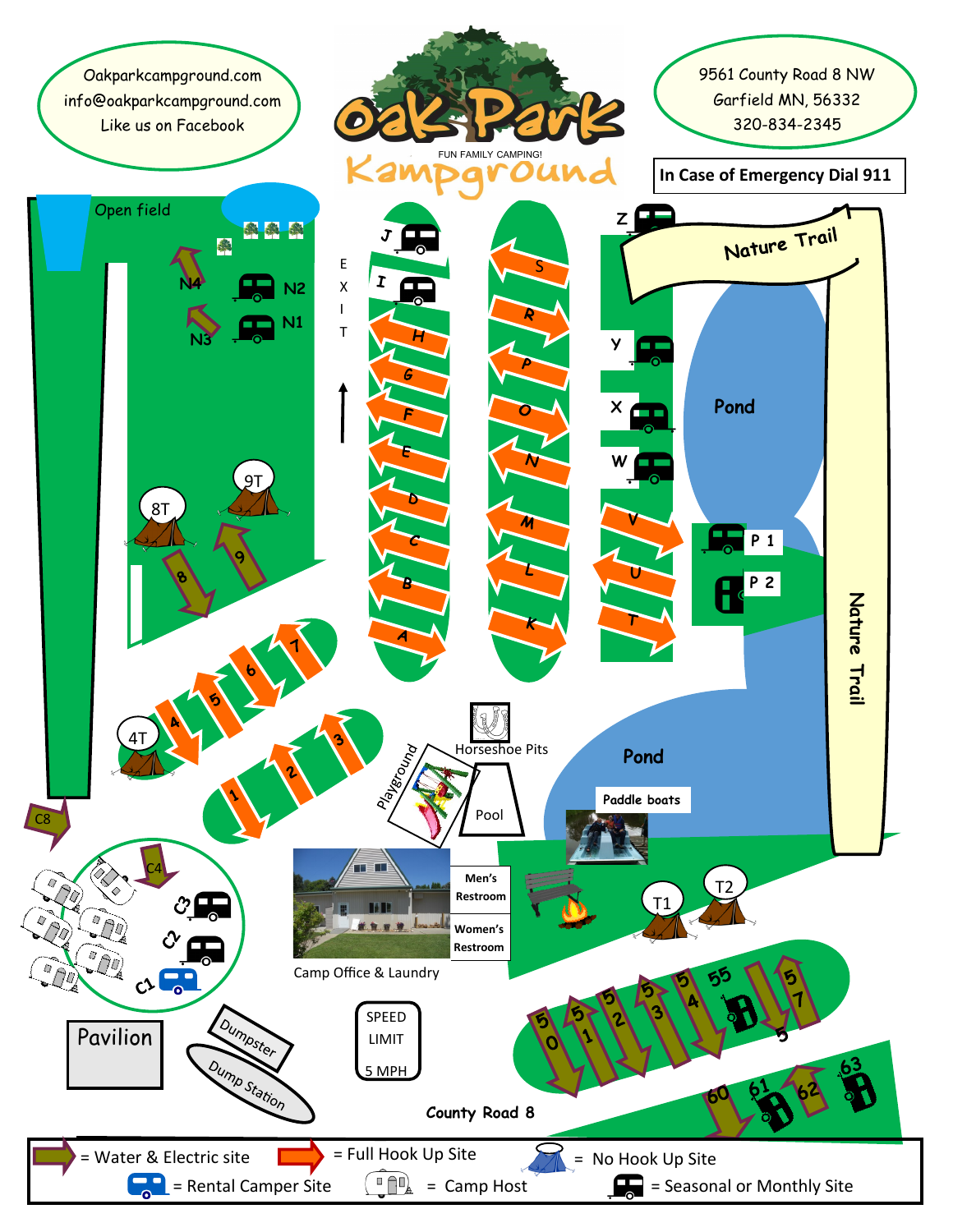Oakparkcampground.com
info@oakparkcampground.com
Like us on Facebook

# Oak Park Kampground

FUN FAMILY CAMPING!

9561 County Road 8 NW
Garfield MN, 56332
320-834-2345

**In Case of Emergency Dial 911**

Open field

N4 N2 N3 N1

EXIT

J I H G F E D C B A

S R P O N M L K

Z Y X W V U T

Nature Trail

Pond

P 1 P 2

8T 9T 8 9

4T 4 5 6 7

1 2 3

Horseshoe Pits

Playground

Pool

Pond

Paddle boats

C8 C4 C3 C2 C1

Men's Restroom

Women's Restroom

Camp Office & Laundry

T1 T2

Pavilion

Dumpster

Dump Station

SPEED LIMIT 5 MPH

50 51 52 53 54 55 56 57

60 61 62 63

County Road 8

= Water & Electric site
= Full Hook Up Site
= No Hook Up Site
= Rental Camper Site
= Camp Host
= Seasonal or Monthly Site